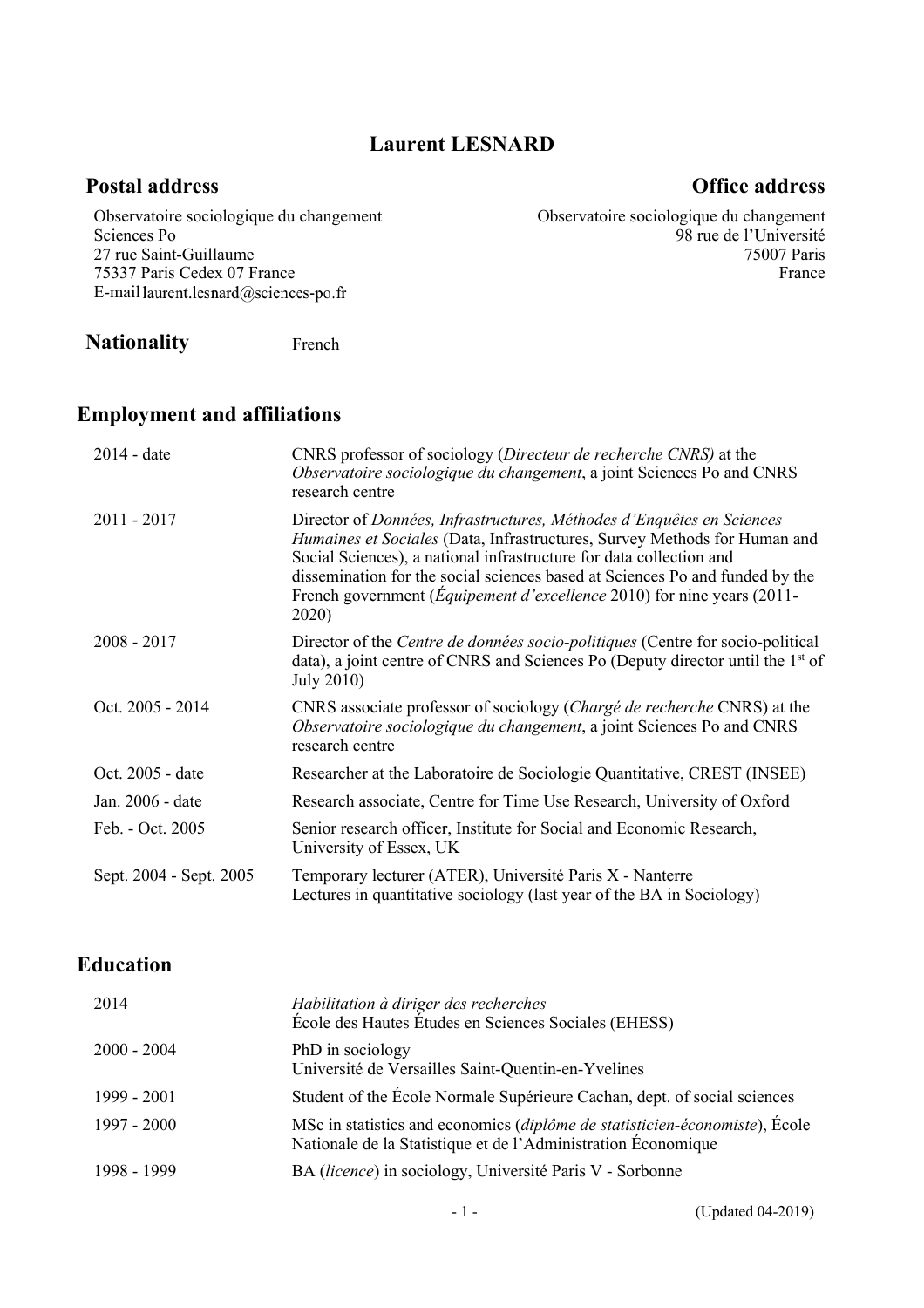# Laurent LESNARD

## Postal address

Observatoire sociologique du changement
Sciences Po
27 rue Saint-Guillaume
75337 Paris Cedex 07 France
E-mail laurent.lesnard@sciences-po.fr

## Office address

Observatoire sociologique du changement
98 rue de l'Université
75007 Paris
France

## Nationality

French

## Employment and affiliations

| | |
|---|---|
| 2014 - date | CNRS professor of sociology (*Directeur de recherche CNRS)* at the *Observatoire sociologique du changement*, a joint Sciences Po and CNRS research centre |
| 2011 - 2017 | Director of *Données, Infrastructures, Méthodes d'Enquêtes en Sciences Humaines et Sociales* (Data, Infrastructures, Survey Methods for Human and Social Sciences), a national infrastructure for data collection and dissemination for the social sciences based at Sciences Po and funded by the French government (*Équipement d'excellence* 2010) for nine years (2011-2020) |
| 2008 - 2017 | Director of the *Centre de données socio-politiques* (Centre for socio-political data), a joint centre of CNRS and Sciences Po (Deputy director until the 1st of July 2010) |
| Oct. 2005 - 2014 | CNRS associate professor of sociology (*Chargé de recherche* CNRS) at the *Observatoire sociologique du changement*, a joint Sciences Po and CNRS research centre |
| Oct. 2005 - date | Researcher at the Laboratoire de Sociologie Quantitative, CREST (INSEE) |
| Jan. 2006 - date | Research associate, Centre for Time Use Research, University of Oxford |
| Feb. - Oct. 2005 | Senior research officer, Institute for Social and Economic Research, University of Essex, UK |
| Sept. 2004 - Sept. 2005 | Temporary lecturer (ATER), Université Paris X - Nanterre<br>Lectures in quantitative sociology (last year of the BA in Sociology) |

## Education

| | |
|---|---|
| 2014 | *Habilitation à diriger des recherches*<br>École des Hautes Études en Sciences Sociales (EHESS) |
| 2000 - 2004 | PhD in sociology<br>Université de Versailles Saint-Quentin-en-Yvelines |
| 1999 - 2001 | Student of the École Normale Supérieure Cachan, dept. of social sciences |
| 1997 - 2000 | MSc in statistics and economics (*diplôme de statisticien-économiste*), École Nationale de la Statistique et de l'Administration Économique |
| 1998 - 1999 | BA (*licence*) in sociology, Université Paris V - Sorbonne |

(Updated 04-2019)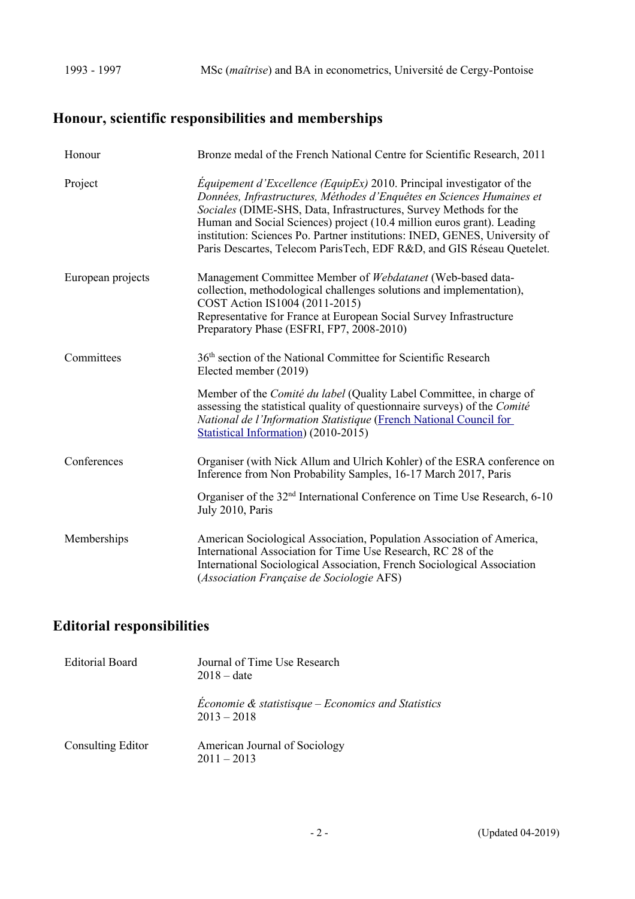| | |
|---|---|
| 1993 - 1997 | MSc (*maîtrise*) and BA in econometrics, Université de Cergy-Pontoise |

## Honour, scientific responsibilities and memberships

| | |
|---|---|
| Honour | Bronze medal of the French National Centre for Scientific Research, 2011 |
| Project | *Équipement d'Excellence (EquipEx)* 2010. Principal investigator of the *Données, Infrastructures, Méthodes d'Enquêtes en Sciences Humaines et Sociales* (DIME-SHS, Data, Infrastructures, Survey Methods for the Human and Social Sciences) project (10.4 million euros grant). Leading institution: Sciences Po. Partner institutions: INED, GENES, University of Paris Descartes, Telecom ParisTech, EDF R&D, and GIS Réseau Quetelet. |
| European projects | Management Committee Member of *Webdatanet* (Web-based data-collection, methodological challenges solutions and implementation), COST Action IS1004 (2011-2015)<br>Representative for France at European Social Survey Infrastructure Preparatory Phase (ESFRI, FP7, 2008-2010) |
| Committees | 36th section of the National Committee for Scientific Research<br>Elected member (2019) |
| | Member of the *Comité du label* (Quality Label Committee, in charge of assessing the statistical quality of questionnaire surveys) of the *Comité National de l'Information Statistique* (French National Council for Statistical Information) (2010-2015) |
| Conferences | Organiser (with Nick Allum and Ulrich Kohler) of the ESRA conference on Inference from Non Probability Samples, 16-17 March 2017, Paris |
| | Organiser of the 32nd International Conference on Time Use Research, 6-10 July 2010, Paris |
| Memberships | American Sociological Association, Population Association of America, International Association for Time Use Research, RC 28 of the International Sociological Association, French Sociological Association (*Association Française de Sociologie* AFS) |

## Editorial responsibilities

| | |
|---|---|
| Editorial Board | Journal of Time Use Research<br>2018 – date |
| | *Économie & statistique – Economics and Statistics*<br>2013 – 2018 |
| Consulting Editor | American Journal of Sociology<br>2011 – 2013 |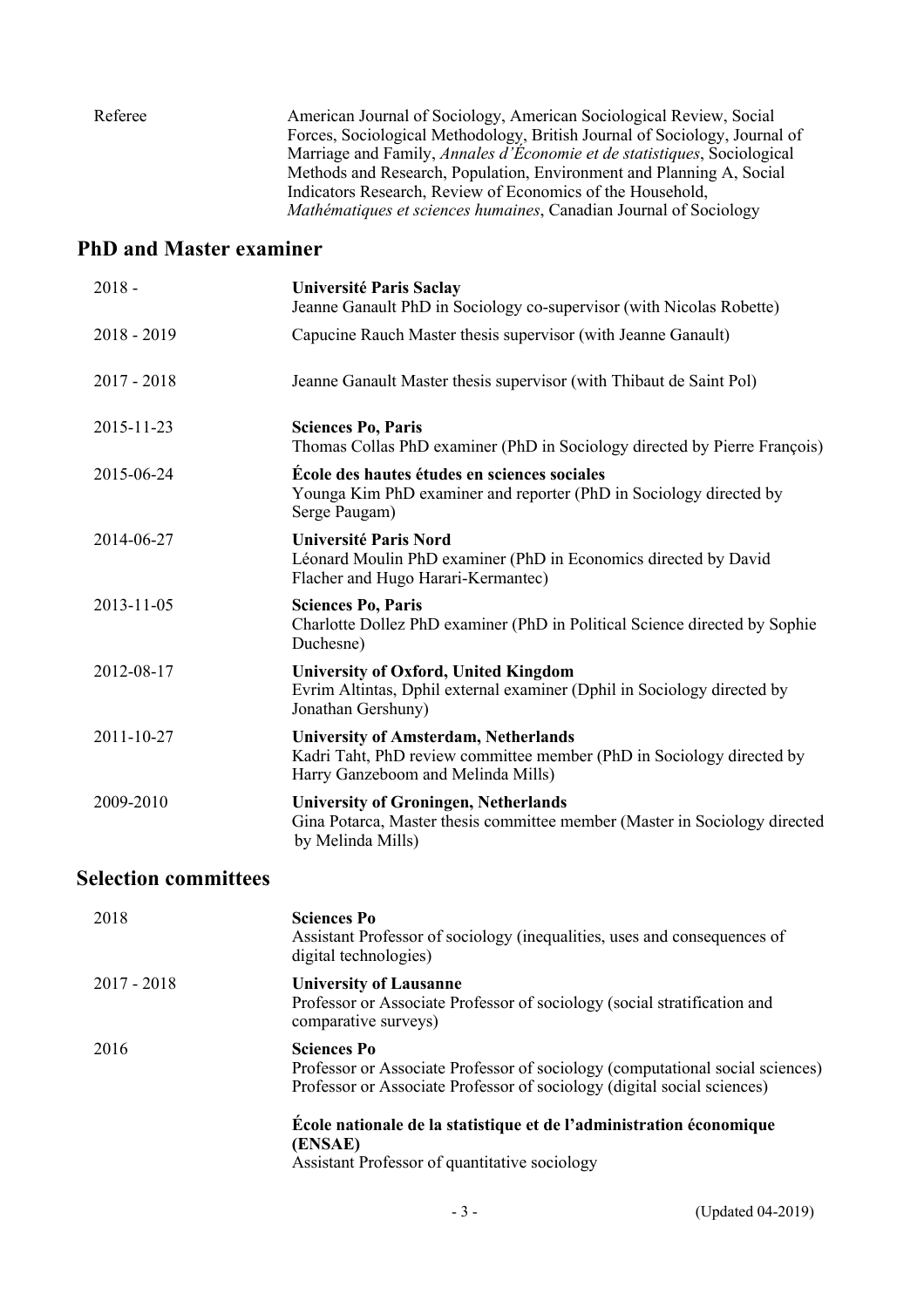| | |
|---|---|
| Referee | American Journal of Sociology, American Sociological Review, Social Forces, Sociological Methodology, British Journal of Sociology, Journal of Marriage and Family, *Annales d'Économie et de statistiques*, Sociological Methods and Research, Population, Environment and Planning A, Social Indicators Research, Review of Economics of the Household, *Mathématiques et sciences humaines*, Canadian Journal of Sociology |

## PhD and Master examiner

| | |
|---|---|
| 2018 - | **Université Paris Saclay**<br>Jeanne Ganault PhD in Sociology co-supervisor (with Nicolas Robette) |
| 2018 - 2019 | Capucine Rauch Master thesis supervisor (with Jeanne Ganault) |
| 2017 - 2018 | Jeanne Ganault Master thesis supervisor (with Thibaut de Saint Pol) |
| 2015-11-23 | **Sciences Po, Paris**<br>Thomas Collas PhD examiner (PhD in Sociology directed by Pierre François) |
| 2015-06-24 | **École des hautes études en sciences sociales**<br>Younga Kim PhD examiner and reporter (PhD in Sociology directed by Serge Paugam) |
| 2014-06-27 | **Université Paris Nord**<br>Léonard Moulin PhD examiner (PhD in Economics directed by David Flacher and Hugo Harari-Kermantec) |
| 2013-11-05 | **Sciences Po, Paris**<br>Charlotte Dollez PhD examiner (PhD in Political Science directed by Sophie Duchesne) |
| 2012-08-17 | **University of Oxford, United Kingdom**<br>Evrim Altintas, Dphil external examiner (Dphil in Sociology directed by Jonathan Gershuny) |
| 2011-10-27 | **University of Amsterdam, Netherlands**<br>Kadri Taht, PhD review committee member (PhD in Sociology directed by Harry Ganzeboom and Melinda Mills) |
| 2009-2010 | **University of Groningen, Netherlands**<br>Gina Potarca, Master thesis committee member (Master in Sociology directed by Melinda Mills) |

## Selection committees

| | |
|---|---|
| 2018 | **Sciences Po**<br>Assistant Professor of sociology (inequalities, uses and consequences of digital technologies) |
| 2017 - 2018 | **University of Lausanne**<br>Professor or Associate Professor of sociology (social stratification and comparative surveys) |
| 2016 | **Sciences Po**<br>Professor or Associate Professor of sociology (computational social sciences)<br>Professor or Associate Professor of sociology (digital social sciences) |
| | **École nationale de la statistique et de l'administration économique (ENSAE)**<br>Assistant Professor of quantitative sociology |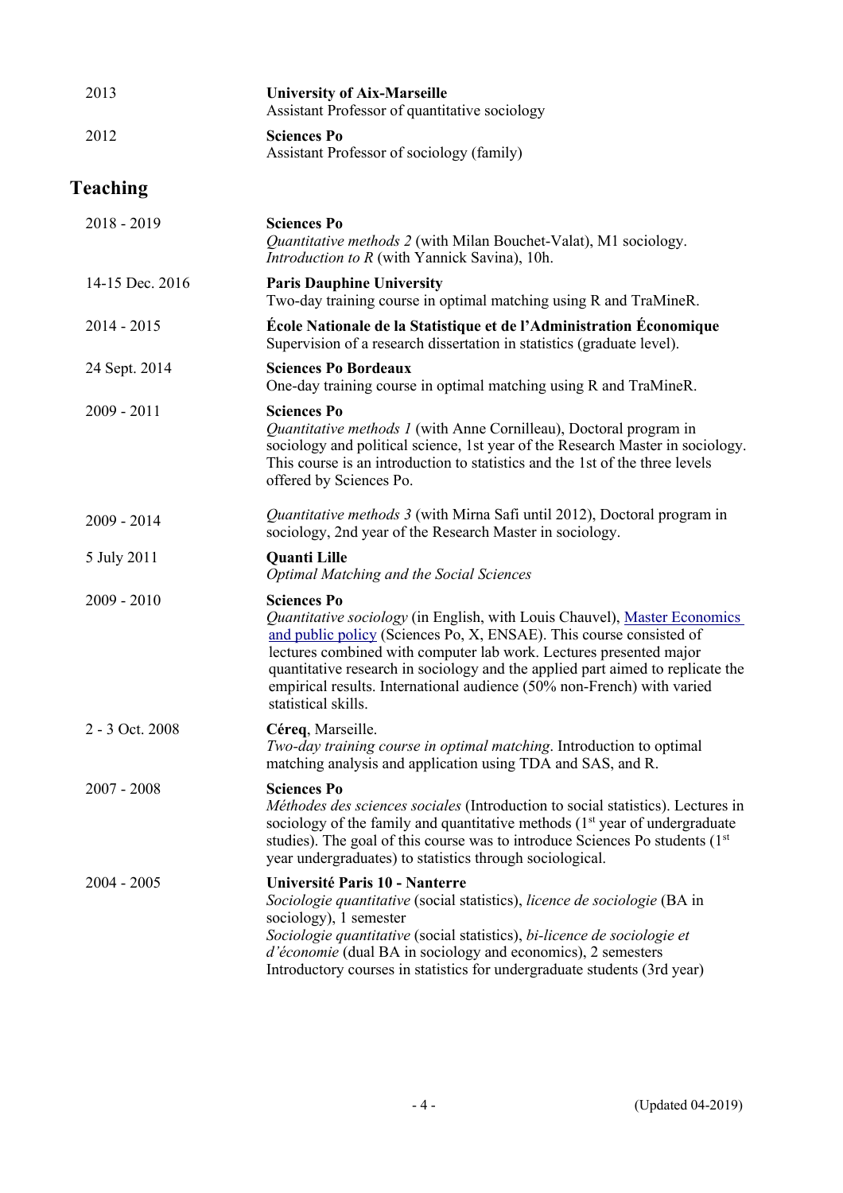| | |
|---|---|
| 2013 | **University of Aix-Marseille**<br>Assistant Professor of quantitative sociology |
| 2012 | **Sciences Po**<br>Assistant Professor of sociology (family) |

## Teaching

| | |
|---|---|
| 2018 - 2019 | **Sciences Po**<br>*Quantitative methods 2* (with Milan Bouchet-Valat), M1 sociology.<br>*Introduction to R* (with Yannick Savina), 10h. |
| 14-15 Dec. 2016 | **Paris Dauphine University**<br>Two-day training course in optimal matching using R and TraMineR. |
| 2014 - 2015 | **École Nationale de la Statistique et de l'Administration Économique**<br>Supervision of a research dissertation in statistics (graduate level). |
| 24 Sept. 2014 | **Sciences Po Bordeaux**<br>One-day training course in optimal matching using R and TraMineR. |
| 2009 - 2011 | **Sciences Po**<br>*Quantitative methods 1* (with Anne Cornilleau), Doctoral program in sociology and political science, 1st year of the Research Master in sociology. This course is an introduction to statistics and the 1st of the three levels offered by Sciences Po. |
| 2009 - 2014 | *Quantitative methods 3* (with Mirna Safi until 2012), Doctoral program in sociology, 2nd year of the Research Master in sociology. |
| 5 July 2011 | **Quanti Lille**<br>*Optimal Matching and the Social Sciences* |
| 2009 - 2010 | **Sciences Po**<br>*Quantitative sociology* (in English, with Louis Chauvel), Master Economics and public policy (Sciences Po, X, ENSAE). This course consisted of lectures combined with computer lab work. Lectures presented major quantitative research in sociology and the applied part aimed to replicate the empirical results. International audience (50% non-French) with varied statistical skills. |
| 2 - 3 Oct. 2008 | **Céreq**, Marseille.<br>*Two-day training course in optimal matching*. Introduction to optimal matching analysis and application using TDA and SAS, and R. |
| 2007 - 2008 | **Sciences Po**<br>*Méthodes des sciences sociales* (Introduction to social statistics). Lectures in sociology of the family and quantitative methods (1st year of undergraduate studies). The goal of this course was to introduce Sciences Po students (1st year undergraduates) to statistics through sociological. |
| 2004 - 2005 | **Université Paris 10 - Nanterre**<br>*Sociologie quantitative* (social statistics), *licence de sociologie* (BA in sociology), 1 semester<br>*Sociologie quantitative* (social statistics), *bi-licence de sociologie et d'économie* (dual BA in sociology and economics), 2 semesters<br>Introductory courses in statistics for undergraduate students (3rd year) |

(Updated 04-2019)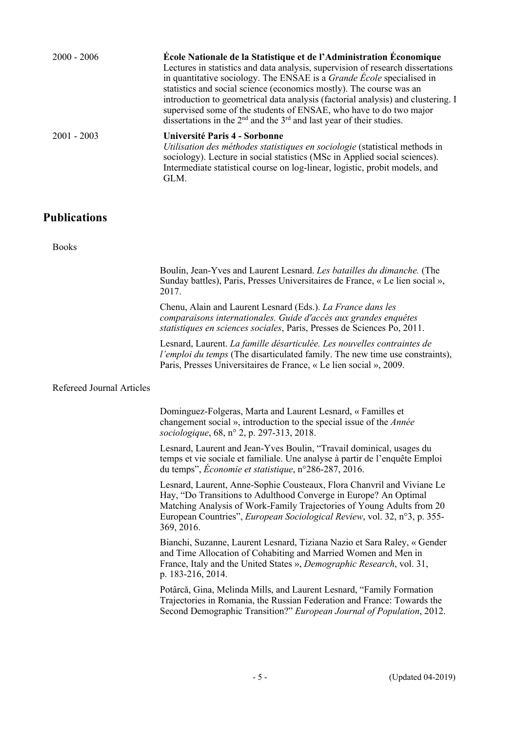2000 - 2006 **École Nationale de la Statistique et de l'Administration Économique**
Lectures in statistics and data analysis, supervision of research dissertations in quantitative sociology. The ENSAE is a *Grande École* specialised in statistics and social science (economics mostly). The course was an introduction to geometrical data analysis (factorial analysis) and clustering. I supervised some of the students of ENSAE, who have to do two major dissertations in the 2nd and the 3rd and last year of their studies.

2001 - 2003 **Université Paris 4 - Sorbonne**
*Utilisation des méthodes statistiques en sociologie* (statistical methods in sociology). Lecture in social statistics (MSc in Applied social sciences). Intermediate statistical course on log-linear, logistic, probit models, and GLM.

## Publications

### Books

Boulin, Jean-Yves and Laurent Lesnard. *Les batailles du dimanche.* (The Sunday battles), Paris, Presses Universitaires de France, « Le lien social », 2017.

Chenu, Alain and Laurent Lesnard (Eds.). *La France dans les comparaisons internationales. Guide d'accès aux grandes enquêtes statistiques en sciences sociales*, Paris, Presses de Sciences Po, 2011.

Lesnard, Laurent. *La famille désarticulée. Les nouvelles contraintes de l'emploi du temps* (The disarticulated family. The new time use constraints), Paris, Presses Universitaires de France, « Le lien social », 2009.

### Refereed Journal Articles

Dominguez-Folgeras, Marta and Laurent Lesnard, « Familles et changement social », introduction to the special issue of the *Année sociologique*, 68, n° 2, p. 297-313, 2018.

Lesnard, Laurent and Jean-Yves Boulin, "Travail dominical, usages du temps et vie sociale et familiale. Une analyse à partir de l'enquête Emploi du temps", *Économie et statistique*, n°286-287, 2016.

Lesnard, Laurent, Anne-Sophie Cousteaux, Flora Chanvril and Viviane Le Hay, "Do Transitions to Adulthood Converge in Europe? An Optimal Matching Analysis of Work-Family Trajectories of Young Adults from 20 European Countries", *European Sociological Review*, vol. 32, n°3, p. 355-369, 2016.

Bianchi, Suzanne, Laurent Lesnard, Tiziana Nazio et Sara Raley, « Gender and Time Allocation of Cohabiting and Married Women and Men in France, Italy and the United States », *Demographic Research*, vol. 31, p. 183-216, 2014.

Potârcă, Gina, Melinda Mills, and Laurent Lesnard, "Family Formation Trajectories in Romania, the Russian Federation and France: Towards the Second Demographic Transition?" *European Journal of Population*, 2012.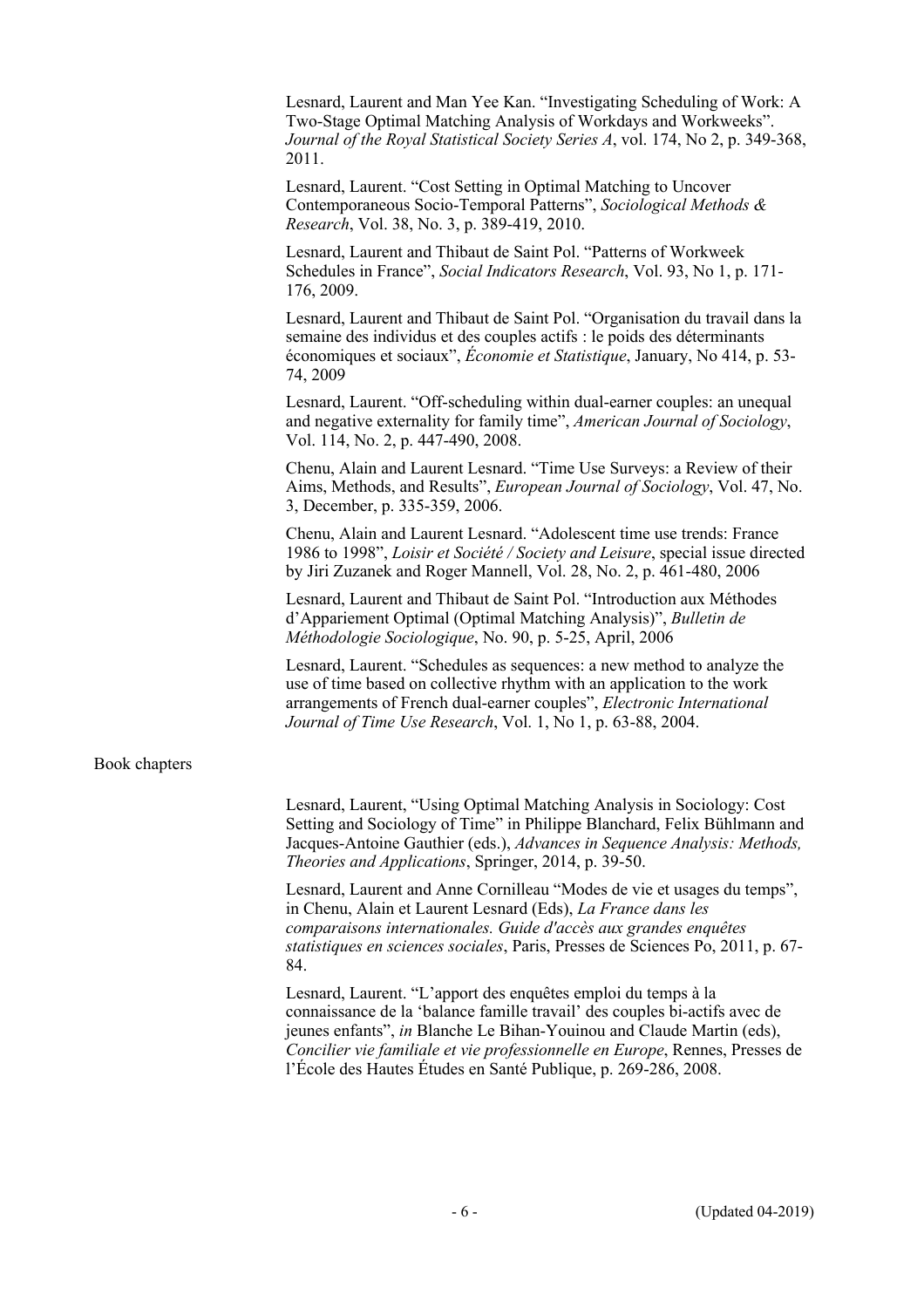Lesnard, Laurent and Man Yee Kan. “Investigating Scheduling of Work: A Two-Stage Optimal Matching Analysis of Workdays and Workweeks”. *Journal of the Royal Statistical Society Series A*, vol. 174, No 2, p. 349-368, 2011.

Lesnard, Laurent. “Cost Setting in Optimal Matching to Uncover Contemporaneous Socio-Temporal Patterns”, *Sociological Methods & Research*, Vol. 38, No. 3, p. 389-419, 2010.

Lesnard, Laurent and Thibaut de Saint Pol. “Patterns of Workweek Schedules in France”, *Social Indicators Research*, Vol. 93, No 1, p. 171-176, 2009.

Lesnard, Laurent and Thibaut de Saint Pol. “Organisation du travail dans la semaine des individus et des couples actifs : le poids des déterminants économiques et sociaux”, *Économie et Statistique*, January, No 414, p. 53-74, 2009

Lesnard, Laurent. “Off-scheduling within dual-earner couples: an unequal and negative externality for family time”, *American Journal of Sociology*, Vol. 114, No. 2, p. 447-490, 2008.

Chenu, Alain and Laurent Lesnard. “Time Use Surveys: a Review of their Aims, Methods, and Results”, *European Journal of Sociology*, Vol. 47, No. 3, December, p. 335-359, 2006.

Chenu, Alain and Laurent Lesnard. “Adolescent time use trends: France 1986 to 1998”, *Loisir et Société / Society and Leisure*, special issue directed by Jiri Zuzanek and Roger Mannell, Vol. 28, No. 2, p. 461-480, 2006

Lesnard, Laurent and Thibaut de Saint Pol. “Introduction aux Méthodes d’Appariement Optimal (Optimal Matching Analysis)”, *Bulletin de Méthodologie Sociologique*, No. 90, p. 5-25, April, 2006

Lesnard, Laurent. “Schedules as sequences: a new method to analyze the use of time based on collective rhythm with an application to the work arrangements of French dual-earner couples”, *Electronic International Journal of Time Use Research*, Vol. 1, No 1, p. 63-88, 2004.

Book chapters

Lesnard, Laurent, “Using Optimal Matching Analysis in Sociology: Cost Setting and Sociology of Time” in Philippe Blanchard, Felix Bühlmann and Jacques-Antoine Gauthier (eds.), *Advances in Sequence Analysis: Methods, Theories and Applications*, Springer, 2014, p. 39-50.

Lesnard, Laurent and Anne Cornilleau “Modes de vie et usages du temps”, in Chenu, Alain et Laurent Lesnard (Eds), *La France dans les comparaisons internationales. Guide d'accès aux grandes enquêtes statistiques en sciences sociales*, Paris, Presses de Sciences Po, 2011, p. 67-84.

Lesnard, Laurent. “L’apport des enquêtes emploi du temps à la connaissance de la ‘balance famille travail’ des couples bi-actifs avec de jeunes enfants”, *in* Blanche Le Bihan-Youinou and Claude Martin (eds), *Concilier vie familiale et vie professionnelle en Europe*, Rennes, Presses de l’École des Hautes Études en Santé Publique, p. 269-286, 2008.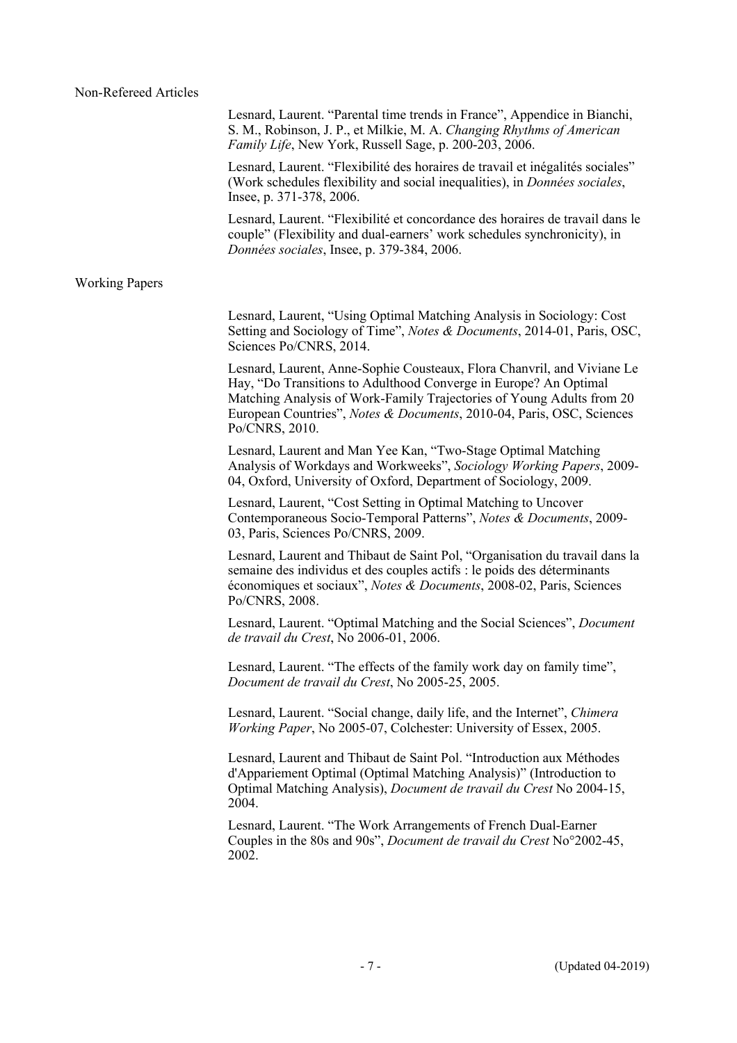## Non-Refereed Articles

Lesnard, Laurent. “Parental time trends in France”, Appendice in Bianchi, S. M., Robinson, J. P., et Milkie, M. A. *Changing Rhythms of American Family Life*, New York, Russell Sage, p. 200-203, 2006.

Lesnard, Laurent. “Flexibilité des horaires de travail et inégalités sociales” (Work schedules flexibility and social inequalities), in *Données sociales*, Insee, p. 371-378, 2006.

Lesnard, Laurent. “Flexibilité et concordance des horaires de travail dans le couple” (Flexibility and dual-earners’ work schedules synchronicity), in *Données sociales*, Insee, p. 379-384, 2006.

## Working Papers

Lesnard, Laurent, “Using Optimal Matching Analysis in Sociology: Cost Setting and Sociology of Time”, *Notes & Documents*, 2014-01, Paris, OSC, Sciences Po/CNRS, 2014.

Lesnard, Laurent, Anne-Sophie Cousteaux, Flora Chanvril, and Viviane Le Hay, “Do Transitions to Adulthood Converge in Europe? An Optimal Matching Analysis of Work-Family Trajectories of Young Adults from 20 European Countries”, *Notes & Documents*, 2010-04, Paris, OSC, Sciences Po/CNRS, 2010.

Lesnard, Laurent and Man Yee Kan, “Two-Stage Optimal Matching Analysis of Workdays and Workweeks”, *Sociology Working Papers*, 2009-04, Oxford, University of Oxford, Department of Sociology, 2009.

Lesnard, Laurent, “Cost Setting in Optimal Matching to Uncover Contemporaneous Socio-Temporal Patterns”, *Notes & Documents*, 2009-03, Paris, Sciences Po/CNRS, 2009.

Lesnard, Laurent and Thibaut de Saint Pol, “Organisation du travail dans la semaine des individus et des couples actifs : le poids des déterminants économiques et sociaux”, *Notes & Documents*, 2008-02, Paris, Sciences Po/CNRS, 2008.

Lesnard, Laurent. “Optimal Matching and the Social Sciences”, *Document de travail du Crest*, No 2006-01, 2006.

Lesnard, Laurent. “The effects of the family work day on family time”, *Document de travail du Crest*, No 2005-25, 2005.

Lesnard, Laurent. “Social change, daily life, and the Internet”, *Chimera Working Paper*, No 2005-07, Colchester: University of Essex, 2005.

Lesnard, Laurent and Thibaut de Saint Pol. “Introduction aux Méthodes d'Appariement Optimal (Optimal Matching Analysis)” (Introduction to Optimal Matching Analysis), *Document de travail du Crest* No 2004-15, 2004.

Lesnard, Laurent. “The Work Arrangements of French Dual-Earner Couples in the 80s and 90s”, *Document de travail du Crest* No°2002-45, 2002.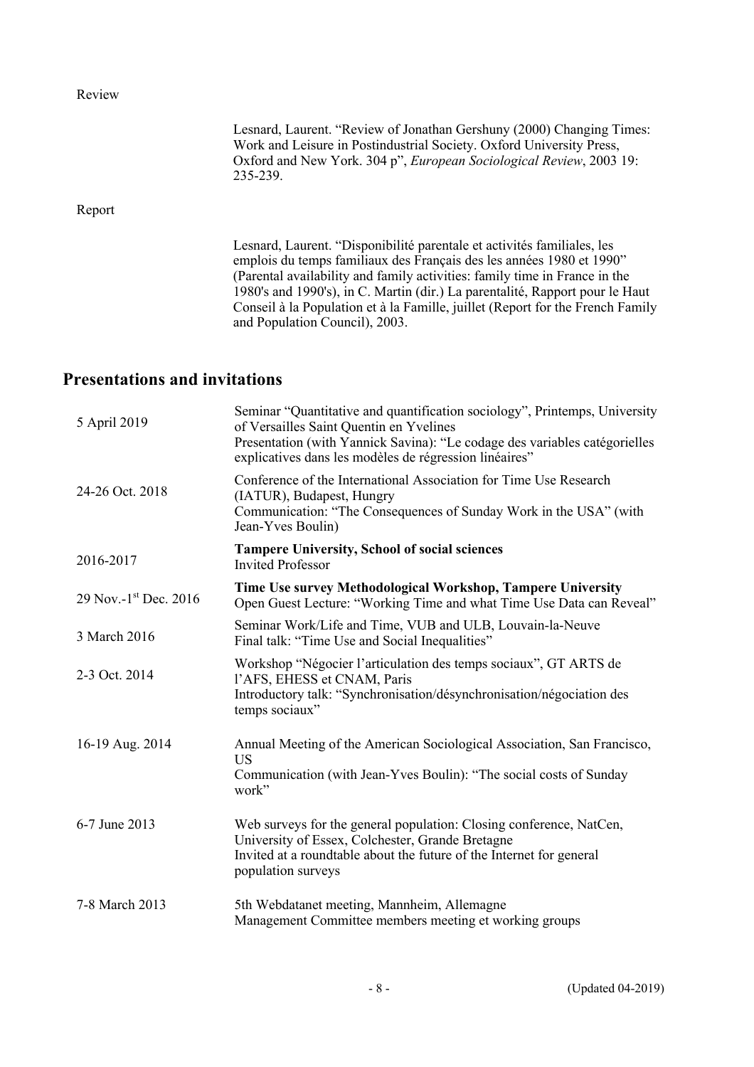Review

Lesnard, Laurent. “Review of Jonathan Gershuny (2000) Changing Times: Work and Leisure in Postindustrial Society. Oxford University Press, Oxford and New York. 304 p”, *European Sociological Review*, 2003 19: 235-239.

Report

Lesnard, Laurent. “Disponibilité parentale et activités familiales, les emplois du temps familiaux des Français des les années 1980 et 1990” (Parental availability and family activities: family time in France in the 1980's and 1990's), in C. Martin (dir.) La parentalité, Rapport pour le Haut Conseil à la Population et à la Famille, juillet (Report for the French Family and Population Council), 2003.

## Presentations and invitations

| | |
|---|---|
| 5 April 2019 | Seminar “Quantitative and quantification sociology”, Printemps, University of Versailles Saint Quentin en Yvelines<br>Presentation (with Yannick Savina): “Le codage des variables catégorielles explicatives dans les modèles de régression linéaires” |
| 24-26 Oct. 2018 | Conference of the International Association for Time Use Research (IATUR), Budapest, Hungry<br>Communication: “The Consequences of Sunday Work in the USA” (with Jean-Yves Boulin) |
| 2016-2017 | **Tampere University, School of social sciences**<br>Invited Professor |
| 29 Nov.-1st Dec. 2016 | **Time Use survey Methodological Workshop, Tampere University**<br>Open Guest Lecture: “Working Time and what Time Use Data can Reveal” |
| 3 March 2016 | Seminar Work/Life and Time, VUB and ULB, Louvain-la-Neuve<br>Final talk: “Time Use and Social Inequalities” |
| 2-3 Oct. 2014 | Workshop “Négocier l'articulation des temps sociaux”, GT ARTS de l'AFS, EHESS et CNAM, Paris<br>Introductory talk: “Synchronisation/désynchronisation/négociation des temps sociaux” |
| 16-19 Aug. 2014 | Annual Meeting of the American Sociological Association, San Francisco, US<br>Communication (with Jean-Yves Boulin): “The social costs of Sunday work” |
| 6-7 June 2013 | Web surveys for the general population: Closing conference, NatCen, University of Essex, Colchester, Grande Bretagne<br>Invited at a roundtable about the future of the Internet for general population surveys |
| 7-8 March 2013 | 5th Webdatanet meeting, Mannheim, Allemagne<br>Management Committee members meeting et working groups |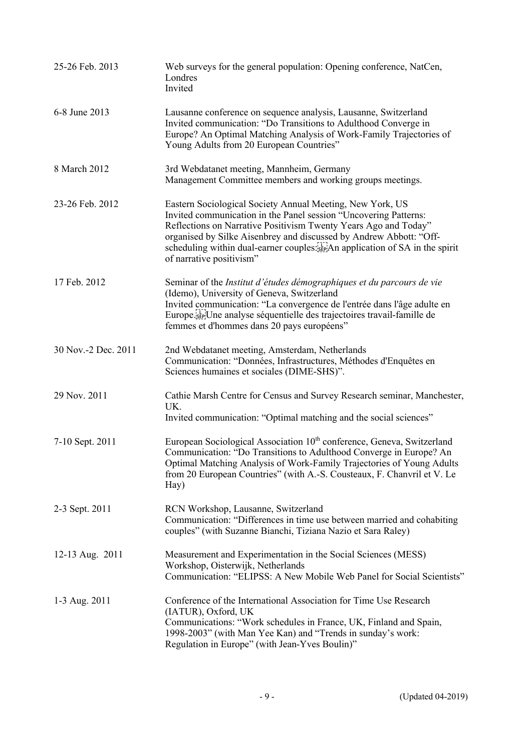| | |
|---|---|
| 25-26 Feb. 2013 | Web surveys for the general population: Opening conference, NatCen, Londres<br>Invited |
| 6-8 June 2013 | Lausanne conference on sequence analysis, Lausanne, Switzerland<br>Invited communication: "Do Transitions to Adulthood Converge in Europe? An Optimal Matching Analysis of Work-Family Trajectories of Young Adults from 20 European Countries" |
| 8 March 2012 | 3rd Webdatanet meeting, Mannheim, Germany<br>Management Committee members and working groups meetings. |
| 23-26 Feb. 2012 | Eastern Sociological Society Annual Meeting, New York, US<br>Invited communication in the Panel session "Uncovering Patterns: Reflections on Narrative Positivism Twenty Years Ago and Today" organised by Silke Aisenbrey and discussed by Andrew Abbott: "Off-scheduling within dual-earner couples: An application of SA in the spirit of narrative positivism" |
| 17 Feb. 2012 | Seminar of the *Institut d'études démographiques et du parcours de vie* (Idemo), University of Geneva, Switzerland<br>Invited communication: "La convergence de l'entrée dans l'âge adulte en Europe. Une analyse séquentielle des trajectoires travail-famille de femmes et d'hommes dans 20 pays européens" |
| 30 Nov.-2 Dec. 2011 | 2nd Webdatanet meeting, Amsterdam, Netherlands<br>Communication: "Données, Infrastructures, Méthodes d'Enquêtes en Sciences humaines et sociales (DIME-SHS)". |
| 29 Nov. 2011 | Cathie Marsh Centre for Census and Survey Research seminar, Manchester, UK.<br>Invited communication: "Optimal matching and the social sciences" |
| 7-10 Sept. 2011 | European Sociological Association 10th conference, Geneva, Switzerland<br>Communication: "Do Transitions to Adulthood Converge in Europe? An Optimal Matching Analysis of Work-Family Trajectories of Young Adults from 20 European Countries" (with A.-S. Cousteaux, F. Chanvril et V. Le Hay) |
| 2-3 Sept. 2011 | RCN Workshop, Lausanne, Switzerland<br>Communication: "Differences in time use between married and cohabiting couples" (with Suzanne Bianchi, Tiziana Nazio et Sara Raley) |
| 12-13 Aug. 2011 | Measurement and Experimentation in the Social Sciences (MESS) Workshop, Oisterwijk, Netherlands<br>Communication: "ELIPSS: A New Mobile Web Panel for Social Scientists" |
| 1-3 Aug. 2011 | Conference of the International Association for Time Use Research (IATUR), Oxford, UK<br>Communications: "Work schedules in France, UK, Finland and Spain, 1998-2003" (with Man Yee Kan) and "Trends in sunday's work: Regulation in Europe" (with Jean-Yves Boulin)" |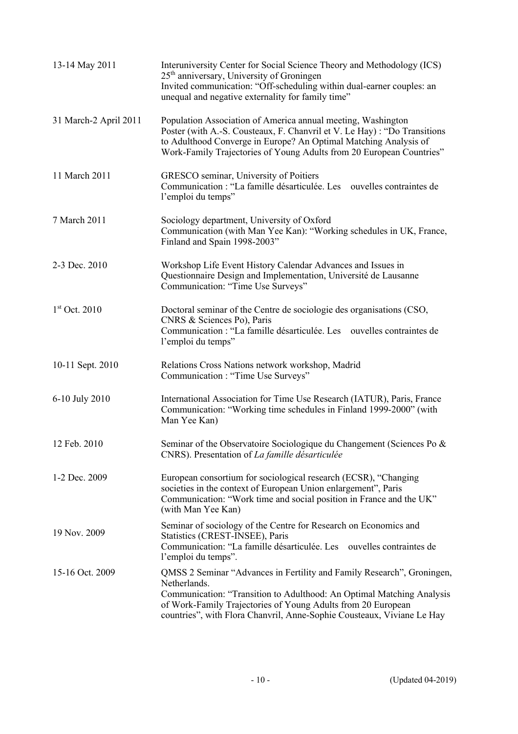| | |
|---|---|
| 13-14 May 2011 | Interuniversity Center for Social Science Theory and Methodology (ICS) 25th anniversary, University of Groningen<br>Invited communication: "Off-scheduling within dual-earner couples: an unequal and negative externality for family time" |
| 31 March-2 April 2011 | Population Association of America annual meeting, Washington<br>Poster (with A.-S. Cousteaux, F. Chanvril et V. Le Hay) : "Do Transitions to Adulthood Converge in Europe? An Optimal Matching Analysis of Work-Family Trajectories of Young Adults from 20 European Countries" |
| 11 March 2011 | GRESCO seminar, University of Poitiers<br>Communication : "La famille désarticulée. Les ouvelles contraintes de l'emploi du temps" |
| 7 March 2011 | Sociology department, University of Oxford<br>Communication (with Man Yee Kan): "Working schedules in UK, France, Finland and Spain 1998-2003" |
| 2-3 Dec. 2010 | Workshop Life Event History Calendar Advances and Issues in Questionnaire Design and Implementation, Université de Lausanne<br>Communication: "Time Use Surveys" |
| 1st Oct. 2010 | Doctoral seminar of the Centre de sociologie des organisations (CSO, CNRS & Sciences Po), Paris<br>Communication : "La famille désarticulée. Les ouvelles contraintes de l'emploi du temps" |
| 10-11 Sept. 2010 | Relations Cross Nations network workshop, Madrid<br>Communication : "Time Use Surveys" |
| 6-10 July 2010 | International Association for Time Use Research (IATUR), Paris, France<br>Communication: "Working time schedules in Finland 1999-2000" (with Man Yee Kan) |
| 12 Feb. 2010 | Seminar of the Observatoire Sociologique du Changement (Sciences Po & CNRS). Presentation of *La famille désarticulée* |
| 1-2 Dec. 2009 | European consortium for sociological research (ECSR), "Changing societies in the context of European Union enlargement", Paris<br>Communication: "Work time and social position in France and the UK" (with Man Yee Kan) |
| 19 Nov. 2009 | Seminar of sociology of the Centre for Research on Economics and Statistics (CREST-INSEE), Paris<br>Communication: "La famille désarticulée. Les ouvelles contraintes de l'emploi du temps". |
| 15-16 Oct. 2009 | QMSS 2 Seminar "Advances in Fertility and Family Research", Groningen, Netherlands.<br>Communication: "Transition to Adulthood: An Optimal Matching Analysis of Work-Family Trajectories of Young Adults from 20 European countries", with Flora Chanvril, Anne-Sophie Cousteaux, Viviane Le Hay |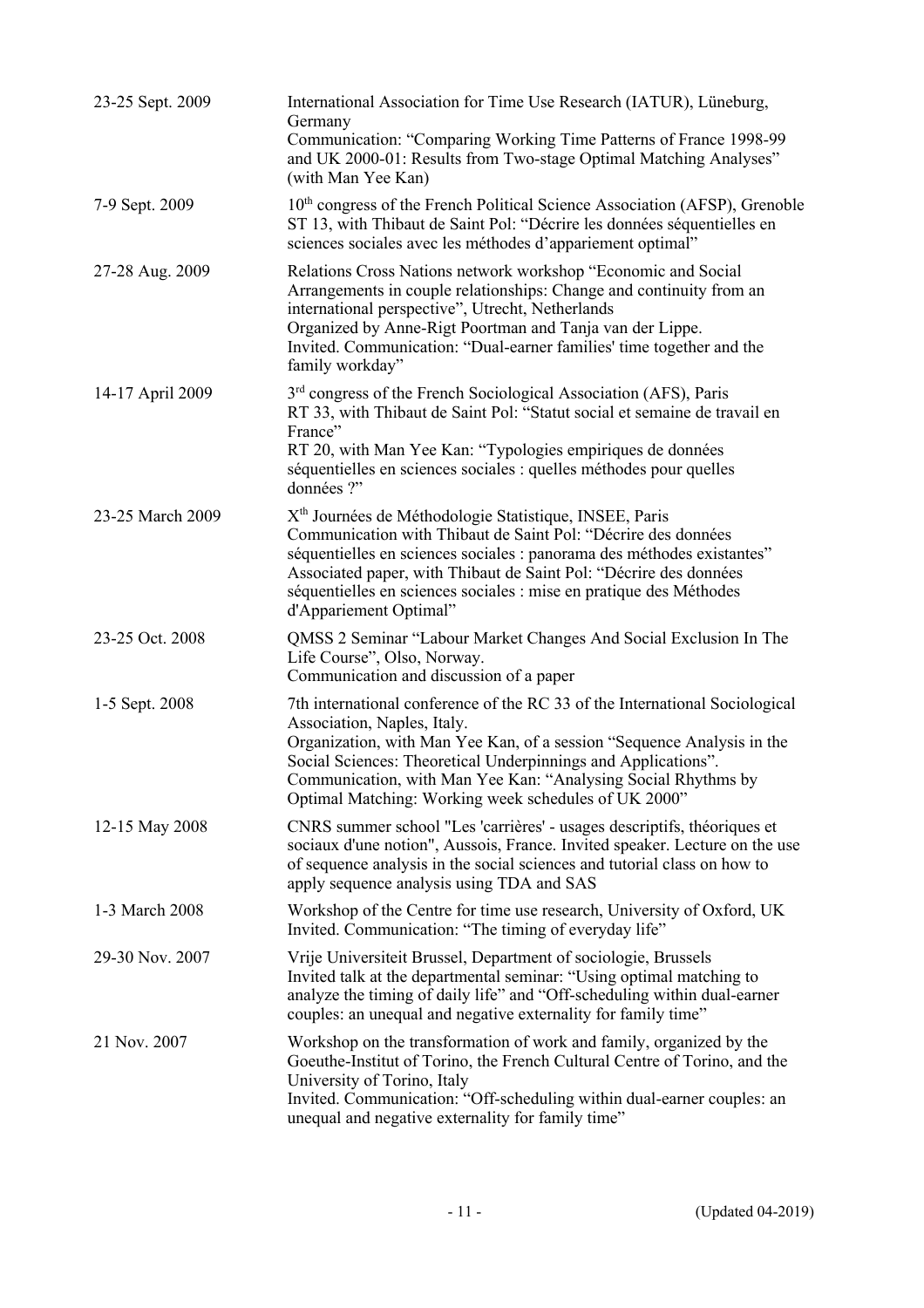| | |
|---|---|
| 23-25 Sept. 2009 | International Association for Time Use Research (IATUR), Lüneburg, Germany<br>Communication: "Comparing Working Time Patterns of France 1998-99 and UK 2000-01: Results from Two-stage Optimal Matching Analyses" (with Man Yee Kan) |
| 7-9 Sept. 2009 | 10th congress of the French Political Science Association (AFSP), Grenoble<br>ST 13, with Thibaut de Saint Pol: "Décrire les données séquentielles en sciences sociales avec les méthodes d'appariement optimal" |
| 27-28 Aug. 2009 | Relations Cross Nations network workshop "Economic and Social Arrangements in couple relationships: Change and continuity from an international perspective", Utrecht, Netherlands<br>Organized by Anne-Rigt Poortman and Tanja van der Lippe.<br>Invited. Communication: "Dual-earner families' time together and the family workday" |
| 14-17 April 2009 | 3rd congress of the French Sociological Association (AFS), Paris<br>RT 33, with Thibaut de Saint Pol: "Statut social et semaine de travail en France"<br>RT 20, with Man Yee Kan: "Typologies empiriques de données séquentielles en sciences sociales : quelles méthodes pour quelles données ?" |
| 23-25 March 2009 | Xth Journées de Méthodologie Statistique, INSEE, Paris<br>Communication with Thibaut de Saint Pol: "Décrire des données séquentielles en sciences sociales : panorama des méthodes existantes"<br>Associated paper, with Thibaut de Saint Pol: "Décrire des données séquentielles en sciences sociales : mise en pratique des Méthodes d'Appariement Optimal" |
| 23-25 Oct. 2008 | QMSS 2 Seminar "Labour Market Changes And Social Exclusion In The Life Course", Olso, Norway.<br>Communication and discussion of a paper |
| 1-5 Sept. 2008 | 7th international conference of the RC 33 of the International Sociological Association, Naples, Italy.<br>Organization, with Man Yee Kan, of a session "Sequence Analysis in the Social Sciences: Theoretical Underpinnings and Applications".<br>Communication, with Man Yee Kan: "Analysing Social Rhythms by Optimal Matching: Working week schedules of UK 2000" |
| 12-15 May 2008 | CNRS summer school "Les 'carrières' - usages descriptifs, théoriques et sociaux d'une notion", Aussois, France. Invited speaker. Lecture on the use of sequence analysis in the social sciences and tutorial class on how to apply sequence analysis using TDA and SAS |
| 1-3 March 2008 | Workshop of the Centre for time use research, University of Oxford, UK<br>Invited. Communication: "The timing of everyday life" |
| 29-30 Nov. 2007 | Vrije Universiteit Brussel, Department of sociologie, Brussels<br>Invited talk at the departmental seminar: "Using optimal matching to analyze the timing of daily life" and "Off-scheduling within dual-earner couples: an unequal and negative externality for family time" |
| 21 Nov. 2007 | Workshop on the transformation of work and family, organized by the Goeuthe-Institut of Torino, the French Cultural Centre of Torino, and the University of Torino, Italy<br>Invited. Communication: "Off-scheduling within dual-earner couples: an unequal and negative externality for family time" |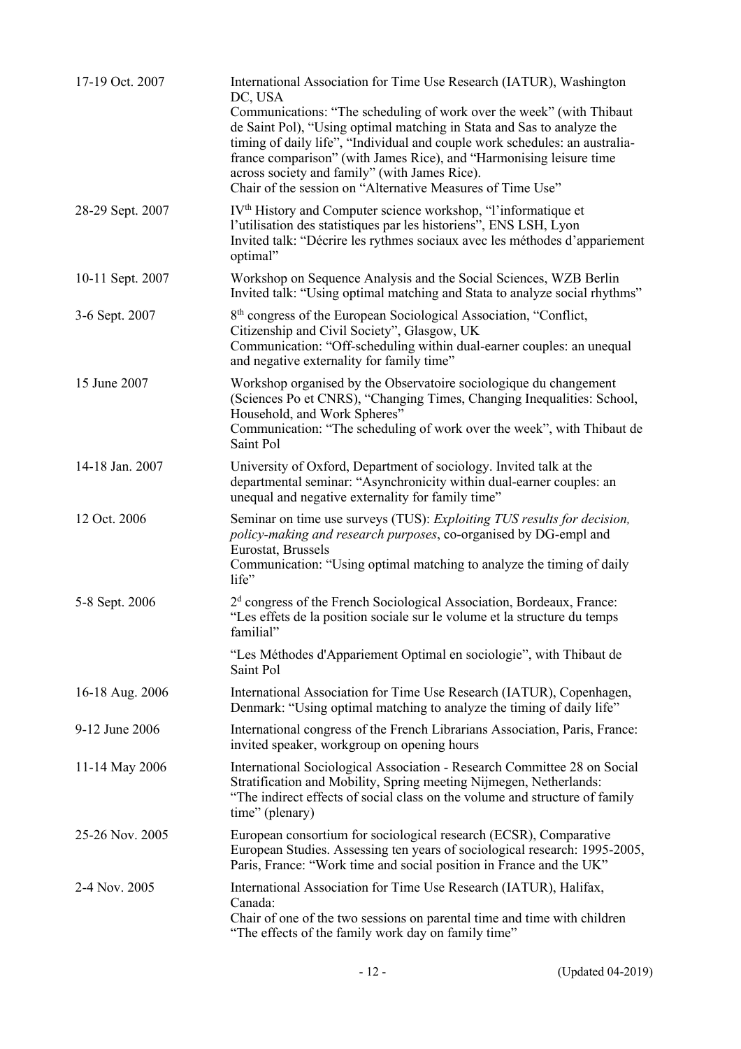| | |
|---|---|
| 17-19 Oct. 2007 | International Association for Time Use Research (IATUR), Washington DC, USA<br>Communications: “The scheduling of work over the week” (with Thibaut de Saint Pol), “Using optimal matching in Stata and Sas to analyze the timing of daily life”, “Individual and couple work schedules: an australia-france comparison” (with James Rice), and “Harmonising leisure time across society and family” (with James Rice).<br>Chair of the session on “Alternative Measures of Time Use” |
| 28-29 Sept. 2007 | IV[th] History and Computer science workshop, “l’informatique et l’utilisation des statistiques par les historiens”, ENS LSH, Lyon<br>Invited talk: “Décrire les rythmes sociaux avec les méthodes d’appariement optimal” |
| 10-11 Sept. 2007 | Workshop on Sequence Analysis and the Social Sciences, WZB Berlin<br>Invited talk: “Using optimal matching and Stata to analyze social rhythms” |
| 3-6 Sept. 2007 | 8[th] congress of the European Sociological Association, “Conflict, Citizenship and Civil Society”, Glasgow, UK<br>Communication: “Off-scheduling within dual-earner couples: an unequal and negative externality for family time” |
| 15 June 2007 | Workshop organised by the Observatoire sociologique du changement (Sciences Po et CNRS), “Changing Times, Changing Inequalities: School, Household, and Work Spheres”<br>Communication: “The scheduling of work over the week”, with Thibaut de Saint Pol |
| 14-18 Jan. 2007 | University of Oxford, Department of sociology. Invited talk at the departmental seminar: “Asynchronicity within dual-earner couples: an unequal and negative externality for family time” |
| 12 Oct. 2006 | Seminar on time use surveys (TUS): *Exploiting TUS results for decision, policy-making and research purposes*, co-organised by DG-empl and Eurostat, Brussels<br>Communication: “Using optimal matching to analyze the timing of daily life” |
| 5-8 Sept. 2006 | 2[d] congress of the French Sociological Association, Bordeaux, France: “Les effets de la position sociale sur le volume et la structure du temps familial”<br><br>“Les Méthodes d'Appariement Optimal en sociologie”, with Thibaut de Saint Pol |
| 16-18 Aug. 2006 | International Association for Time Use Research (IATUR), Copenhagen, Denmark: “Using optimal matching to analyze the timing of daily life” |
| 9-12 June 2006 | International congress of the French Librarians Association, Paris, France: invited speaker, workgroup on opening hours |
| 11-14 May 2006 | International Sociological Association - Research Committee 28 on Social Stratification and Mobility, Spring meeting Nijmegen, Netherlands: “The indirect effects of social class on the volume and structure of family time” (plenary) |
| 25-26 Nov. 2005 | European consortium for sociological research (ECSR), Comparative European Studies. Assessing ten years of sociological research: 1995-2005, Paris, France: “Work time and social position in France and the UK” |
| 2-4 Nov. 2005 | International Association for Time Use Research (IATUR), Halifax, Canada:<br>Chair of one of the two sessions on parental time and time with children<br>“The effects of the family work day on family time” |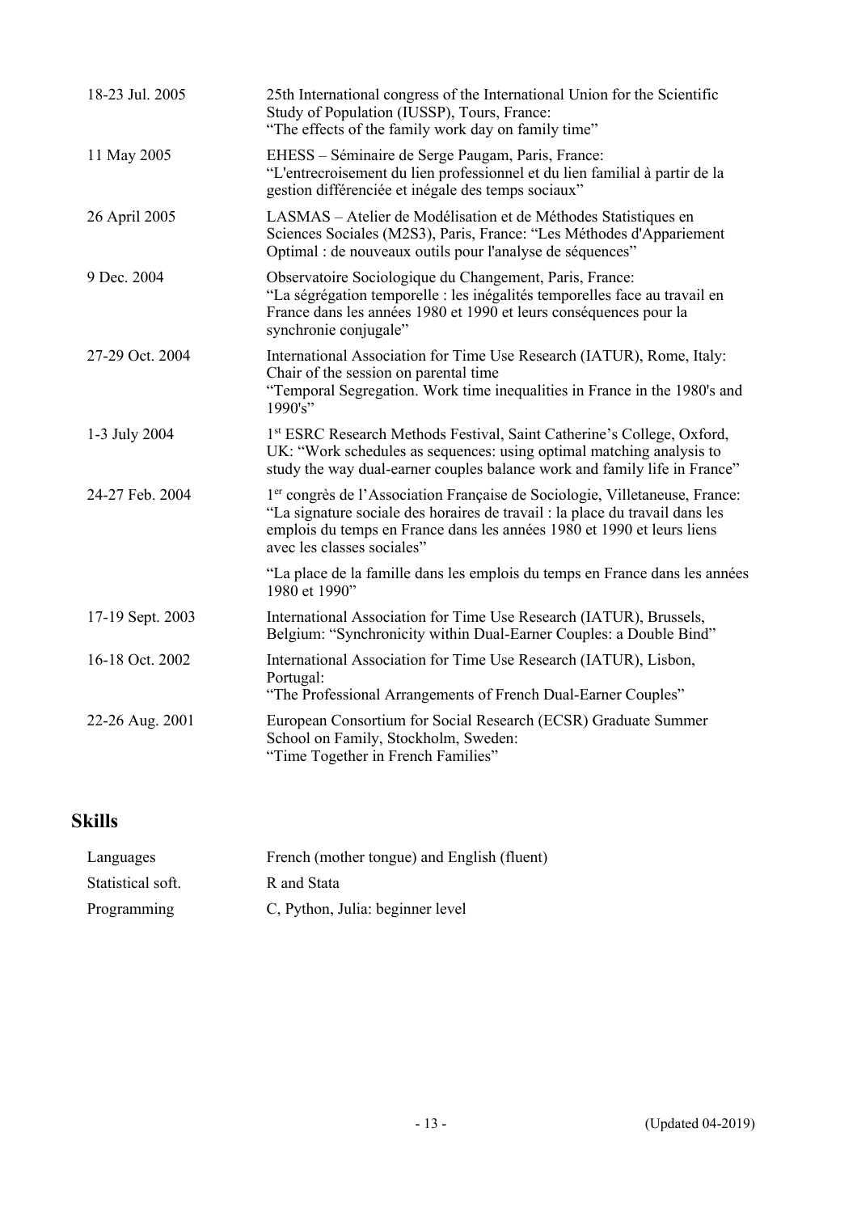| | |
|---|---|
| 18-23 Jul. 2005 | 25th International congress of the International Union for the Scientific Study of Population (IUSSP), Tours, France: "The effects of the family work day on family time" |
| 11 May 2005 | EHESS – Séminaire de Serge Paugam, Paris, France: "L'entrecroisement du lien professionnel et du lien familial à partir de la gestion différenciée et inégale des temps sociaux" |
| 26 April 2005 | LASMAS – Atelier de Modélisation et de Méthodes Statistiques en Sciences Sociales (M2S3), Paris, France: "Les Méthodes d'Appariement Optimal : de nouveaux outils pour l'analyse de séquences" |
| 9 Dec. 2004 | Observatoire Sociologique du Changement, Paris, France: "La ségrégation temporelle : les inégalités temporelles face au travail en France dans les années 1980 et 1990 et leurs conséquences pour la synchronie conjugale" |
| 27-29 Oct. 2004 | International Association for Time Use Research (IATUR), Rome, Italy: Chair of the session on parental time "Temporal Segregation. Work time inequalities in France in the 1980's and 1990's" |
| 1-3 July 2004 | 1st ESRC Research Methods Festival, Saint Catherine's College, Oxford, UK: "Work schedules as sequences: using optimal matching analysis to study the way dual-earner couples balance work and family life in France" |
| 24-27 Feb. 2004 | 1er congrès de l'Association Française de Sociologie, Villetaneuse, France: "La signature sociale des horaires de travail : la place du travail dans les emplois du temps en France dans les années 1980 et 1990 et leurs liens avec les classes sociales" |
| | "La place de la famille dans les emplois du temps en France dans les années 1980 et 1990" |
| 17-19 Sept. 2003 | International Association for Time Use Research (IATUR), Brussels, Belgium: "Synchronicity within Dual-Earner Couples: a Double Bind" |
| 16-18 Oct. 2002 | International Association for Time Use Research (IATUR), Lisbon, Portugal: "The Professional Arrangements of French Dual-Earner Couples" |
| 22-26 Aug. 2001 | European Consortium for Social Research (ECSR) Graduate Summer School on Family, Stockholm, Sweden: "Time Together in French Families" |

## Skills

| | |
|---|---|
| Languages | French (mother tongue) and English (fluent) |
| Statistical soft. | R and Stata |
| Programming | C, Python, Julia: beginner level |

(Updated 04-2019)